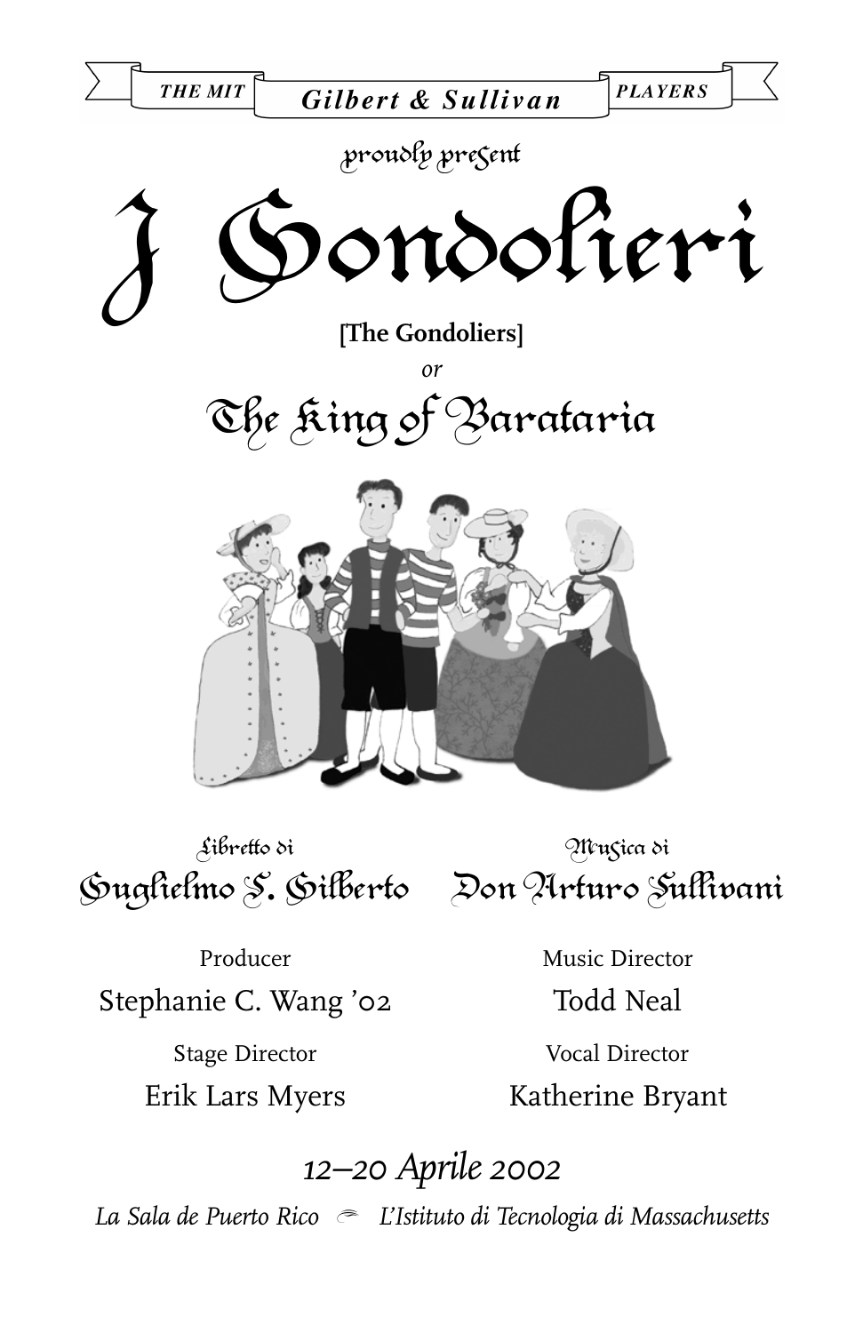THE MIT **Gilbert & Sullivan** PLAYERS

proudly present

# I Gondolieri

**[The Gondoliers]**

*or*

## The King of Barataria

Libretto di
**Guglielmo S. Gilberto**

Musica di
**Don Arturo Sullivani**

Producer
Stephanie C. Wang '02

Stage Director
Erik Lars Myers

Music Director
Todd Neal

Vocal Director
Katherine Bryant

*12–20 Aprile 2002*

*La Sala de Puerto Rico* ~ *L'Istituto di Tecnologia di Massachusetts*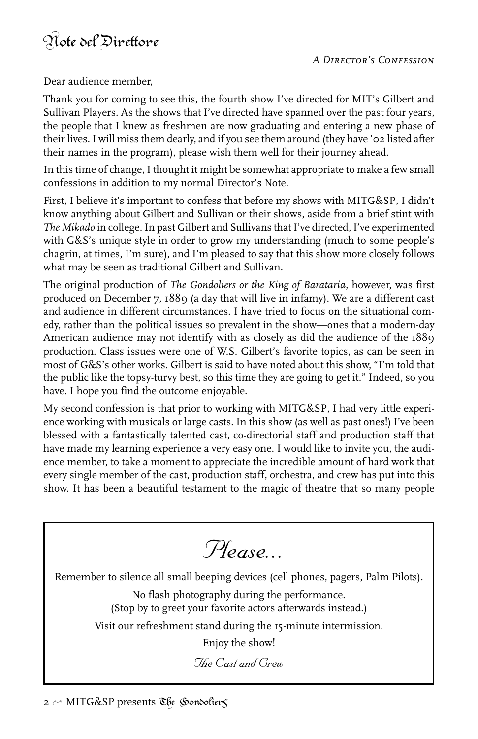# Note del Direttore

*A Director's Confession*

Dear audience member,

Thank you for coming to see this, the fourth show I've directed for MIT's Gilbert and Sullivan Players. As the shows that I've directed have spanned over the past four years, the people that I knew as freshmen are now graduating and entering a new phase of their lives. I will miss them dearly, and if you see them around (they have '02 listed after their names in the program), please wish them well for their journey ahead.

In this time of change, I thought it might be somewhat appropriate to make a few small confessions in addition to my normal Director's Note.

First, I believe it's important to confess that before my shows with MITG&SP, I didn't know anything about Gilbert and Sullivan or their shows, aside from a brief stint with *The Mikado* in college. In past Gilbert and Sullivans that I've directed, I've experimented with G&S's unique style in order to grow my understanding (much to some people's chagrin, at times, I'm sure), and I'm pleased to say that this show more closely follows what may be seen as traditional Gilbert and Sullivan.

The original production of *The Gondoliers or the King of Barataria,* however, was first produced on December 7, 1889 (a day that will live in infamy). We are a different cast and audience in different circumstances. I have tried to focus on the situational comedy, rather than the political issues so prevalent in the show—ones that a modern-day American audience may not identify with as closely as did the audience of the 1889 production. Class issues were one of W.S. Gilbert's favorite topics, as can be seen in most of G&S's other works. Gilbert is said to have noted about this show, "I'm told that the public like the topsy-turvy best, so this time they are going to get it." Indeed, so you have. I hope you find the outcome enjoyable.

My second confession is that prior to working with MITG&SP, I had very little experience working with musicals or large casts. In this show (as well as past ones!) I've been blessed with a fantastically talented cast, co-directorial staff and production staff that have made my learning experience a very easy one. I would like to invite you, the audience member, to take a moment to appreciate the incredible amount of hard work that every single member of the cast, production staff, orchestra, and crew has put into this show. It has been a beautiful testament to the magic of theatre that so many people

## *Please...*

Remember to silence all small beeping devices (cell phones, pagers, Palm Pilots).

No flash photography during the performance.
(Stop by to greet your favorite actors afterwards instead.)

Visit our refreshment stand during the 15-minute intermission.

Enjoy the show!

*The Cast and Crew*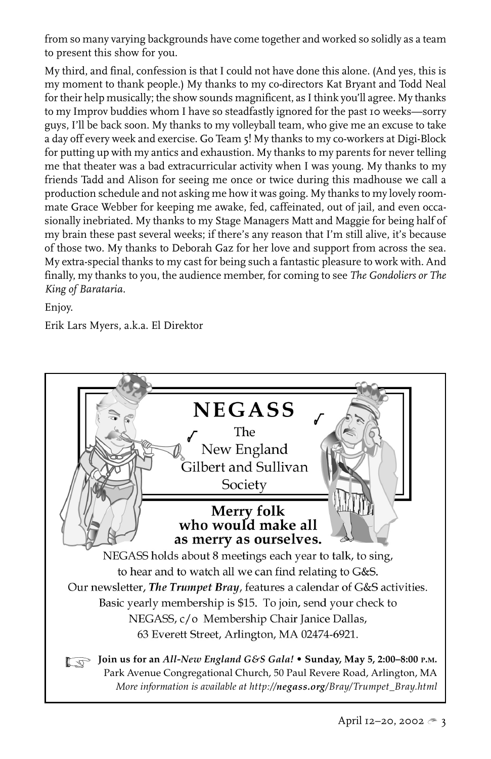from so many varying backgrounds have come together and worked so solidly as a team to present this show for you.

My third, and final, confession is that I could not have done this alone. (And yes, this is my moment to thank people.) My thanks to my co-directors Kat Bryant and Todd Neal for their help musically; the show sounds magnificent, as I think you'll agree. My thanks to my Improv buddies whom I have so steadfastly ignored for the past 10 weeks—sorry guys, I'll be back soon. My thanks to my volleyball team, who give me an excuse to take a day off every week and exercise. Go Team 5! My thanks to my co-workers at Digi-Block for putting up with my antics and exhaustion. My thanks to my parents for never telling me that theater was a bad extracurricular activity when I was young. My thanks to my friends Tadd and Alison for seeing me once or twice during this madhouse we call a production schedule and not asking me how it was going. My thanks to my lovely roommate Grace Webber for keeping me awake, fed, caffeinated, out of jail, and even occasionally inebriated. My thanks to my Stage Managers Matt and Maggie for being half of my brain these past several weeks; if there's any reason that I'm still alive, it's because of those two. My thanks to Deborah Gaz for her love and support from across the sea. My extra-special thanks to my cast for being such a fantastic pleasure to work with. And finally, my thanks to you, the audience member, for coming to see *The Gondoliers or The King of Barataria*.

Enjoy.

Erik Lars Myers, a.k.a. El Direktor

# NEGASS

The New England Gilbert and Sullivan Society

**Merry folk who would make all as merry as ourselves.**

NEGASS holds about 8 meetings each year to talk, to sing, to hear and to watch all we can find relating to G&S. Our newsletter, ***The Trumpet Bray***, features a calendar of G&S activities. Basic yearly membership is $15. To join, send your check to NEGASS, c/o Membership Chair Janice Dallas, 63 Everett Street, Arlington, MA 02474-6921.

☞ **Join us for an *All-New England G&S Gala!* • Sunday, May 5, 2:00–8:00 P.M.**
Park Avenue Congregational Church, 50 Paul Revere Road, Arlington, MA
*More information is available at http://**negass.org**/Bray/Trumpet_Bray.html*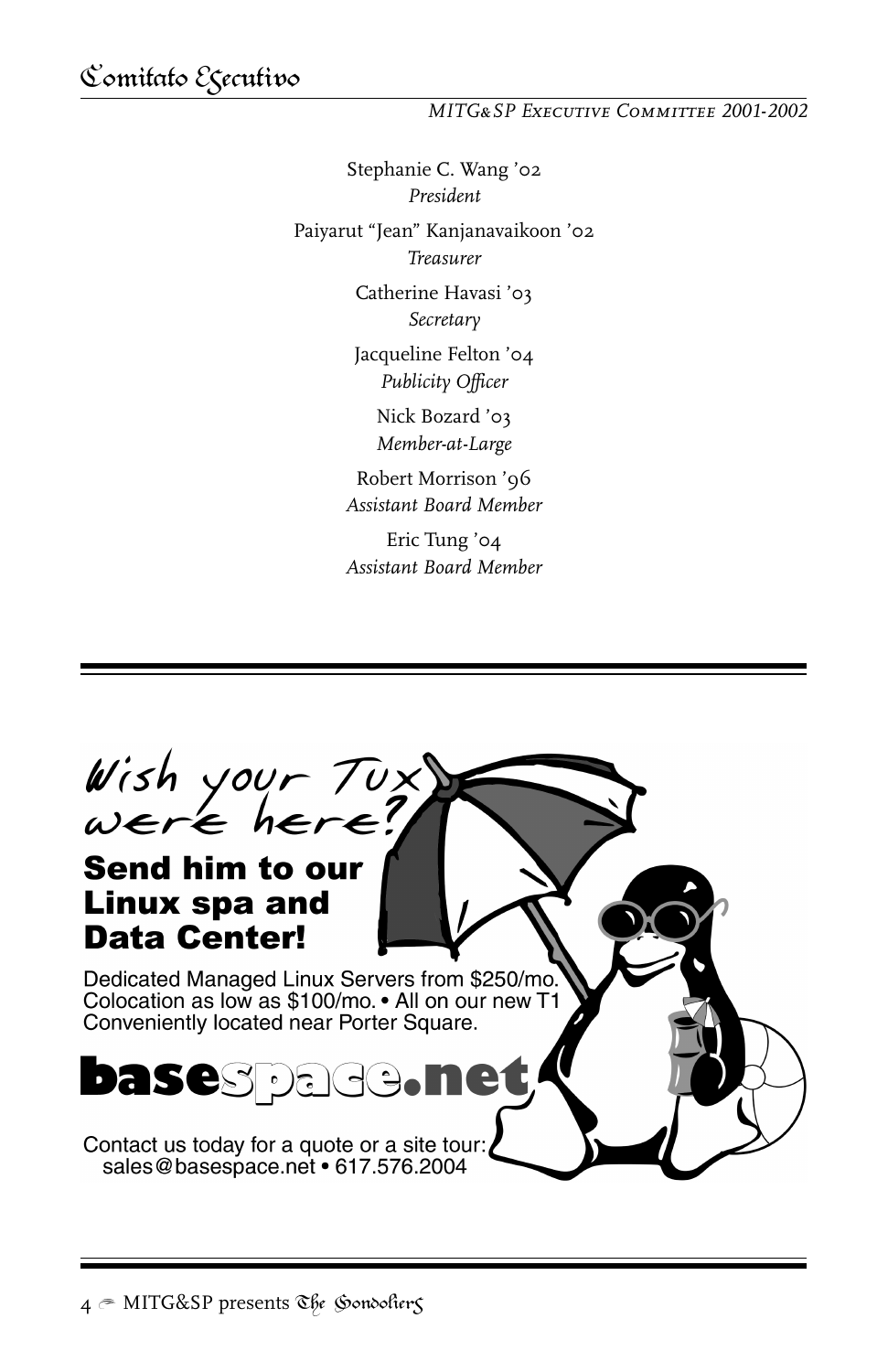# Comitato Esecutivo

*MITG&SP Executive Committee 2001-2002*

Stephanie C. Wang '02
*President*

Paiyarut "Jean" Kanjanavaikoon '02
*Treasurer*

Catherine Havasi '03
*Secretary*

Jacqueline Felton '04
*Publicity Officer*

Nick Bozard '03
*Member-at-Large*

Robert Morrison '96
*Assistant Board Member*

Eric Tung '04
*Assistant Board Member*

---

*Wish your Tux were here?*

**Send him to our Linux spa and Data Center!**

Dedicated Managed Linux Servers from $250/mo.
Colocation as low as $100/mo. • All on our new T1
Conveniently located near Porter Square.

**basespace.net**

Contact us today for a quote or a site tour:
sales@basespace.net • 617.576.2004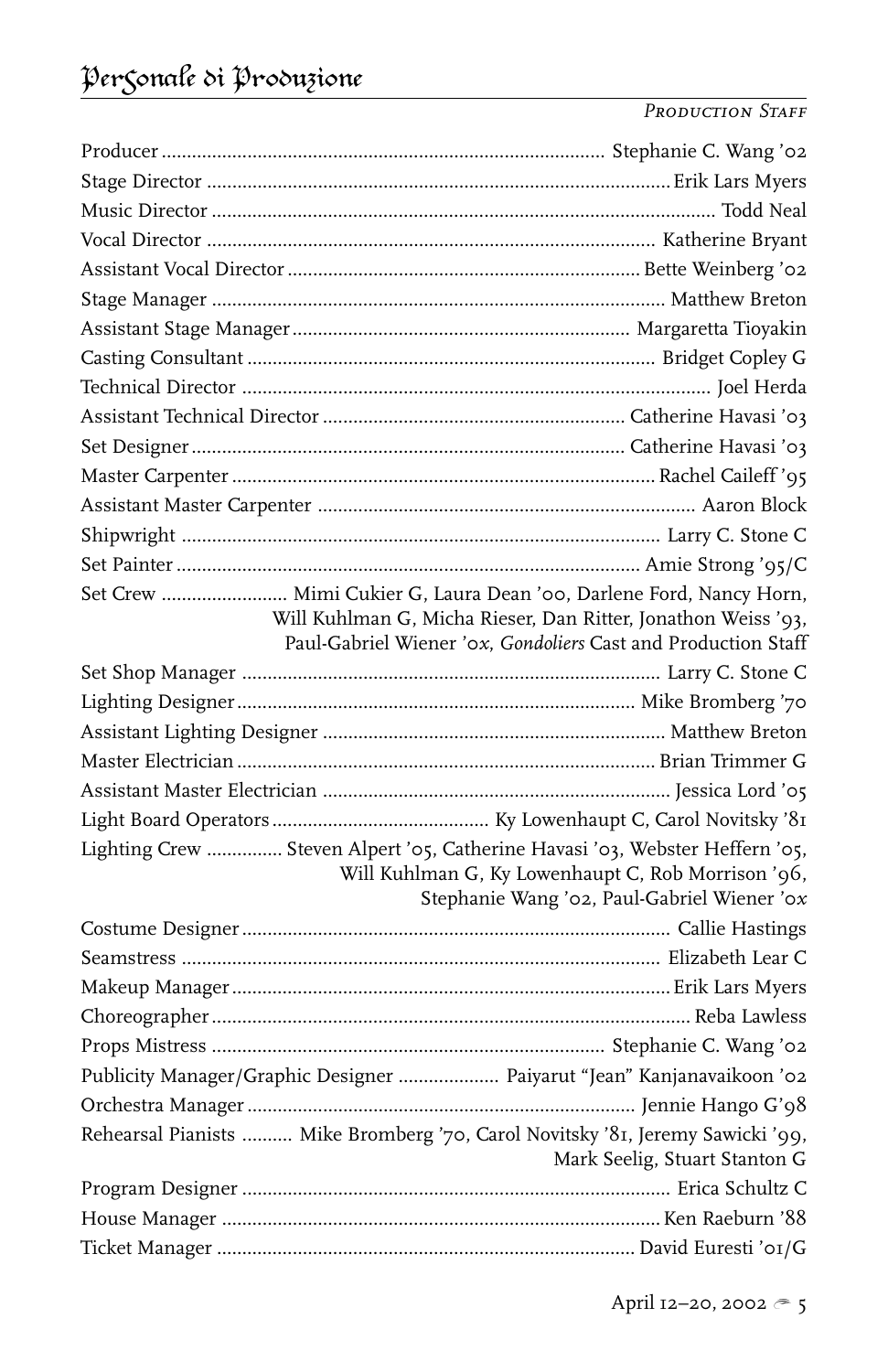# Personale di Produzione

*Production Staff*

| | |
|---|---|
| Producer | Stephanie C. Wang '02 |
| Stage Director | Erik Lars Myers |
| Music Director | Todd Neal |
| Vocal Director | Katherine Bryant |
| Assistant Vocal Director | Bette Weinberg '02 |
| Stage Manager | Matthew Breton |
| Assistant Stage Manager | Margaretta Tioyakin |
| Casting Consultant | Bridget Copley G |
| Technical Director | Joel Herda |
| Assistant Technical Director | Catherine Havasi '03 |
| Set Designer | Catherine Havasi '03 |
| Master Carpenter | Rachel Caileff '95 |
| Assistant Master Carpenter | Aaron Block |
| Shipwright | Larry C. Stone C |
| Set Painter | Amie Strong '95/C |
| Set Crew | Mimi Cukier G, Laura Dean '00, Darlene Ford, Nancy Horn, Will Kuhlman G, Micha Rieser, Dan Ritter, Jonathon Weiss '93, Paul-Gabriel Wiener '0x, *Gondoliers* Cast and Production Staff |
| Set Shop Manager | Larry C. Stone C |
| Lighting Designer | Mike Bromberg '70 |
| Assistant Lighting Designer | Matthew Breton |
| Master Electrician | Brian Trimmer G |
| Assistant Master Electrician | Jessica Lord '05 |
| Light Board Operators | Ky Lowenhaupt C, Carol Novitsky '81 |
| Lighting Crew | Steven Alpert '05, Catherine Havasi '03, Webster Heffern '05, Will Kuhlman G, Ky Lowenhaupt C, Rob Morrison '96, Stephanie Wang '02, Paul-Gabriel Wiener '0x |
| Costume Designer | Callie Hastings |
| Seamstress | Elizabeth Lear C |
| Makeup Manager | Erik Lars Myers |
| Choreographer | Reba Lawless |
| Props Mistress | Stephanie C. Wang '02 |
| Publicity Manager/Graphic Designer | Paiyarut "Jean" Kanjanavaikoon '02 |
| Orchestra Manager | Jennie Hango G'98 |
| Rehearsal Pianists | Mike Bromberg '70, Carol Novitsky '81, Jeremy Sawicki '99, Mark Seelig, Stuart Stanton G |
| Program Designer | Erica Schultz C |
| House Manager | Ken Raeburn '88 |
| Ticket Manager | David Euresti '01/G |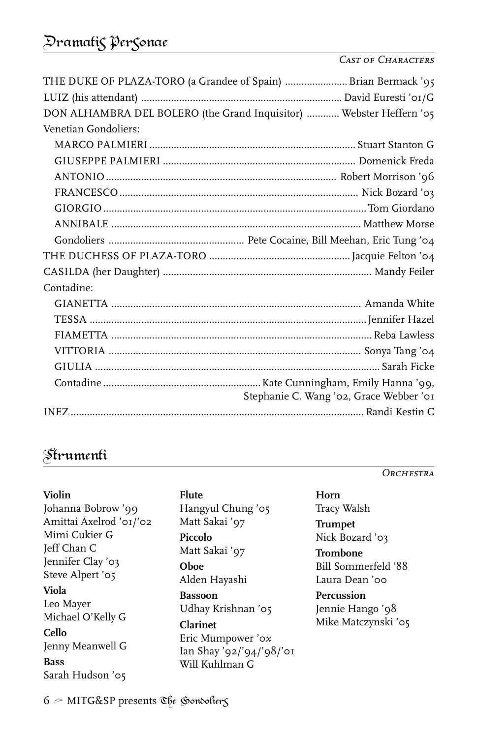## Dramatis Personae

*Cast of Characters*

THE DUKE OF PLAZA-TORO (a Grandee of Spain) ....................... Brian Bermack '95
LUIZ (his attendant) .......................................................................... David Euresti '01/G
DON ALHAMBRA DEL BOLERO (the Grand Inquisitor) ............ Webster Heffern '05
Venetian Gondoliers:

- MARCO PALMIERI ........................................................................... Stuart Stanton G
- GIUSEPPE PALMIERI ...................................................................... Domenick Freda
- ANTONIO .................................................................................... Robert Morrison '96
- FRANCESCO ........................................................................................ Nick Bozard '03
- GIORGIO .................................................................................................Tom Giordano
- ANNIBALE ........................................................................................... Matthew Morse
- Gondoliers .................................................. Pete Cocaine, Bill Meehan, Eric Tung '04

THE DUCHESS OF PLAZA-TORO .................................................... Jacquie Felton '04
CASILDA (her Daughter) ............................................................................ Mandy Feiler
Contadine:

- GIANETTA ............................................................................................ Amanda White
- TESSA .....................................................................................................Jennifer Hazel
- FIAMETTA ................................................................................................ Reba Lawless
- VITTORIA ............................................................................................. Sonya Tang '04
- GIULIA ........................................................................................................ Sarah Ficke
- Contadine .......................................................... Kate Cunningham, Emily Hanna '99, Stephanie C. Wang '02, Grace Webber '01

INEZ ........................................................................................................... Randi Kestin C

## Strumenti

*Orchestra*

**Violin**
Johanna Bobrow '99
Amittai Axelrod '01/'02
Mimi Cukier G
Jeff Chan C
Jennifer Clay '03
Steve Alpert '05

**Viola**
Leo Mayer
Michael O'Kelly G

**Cello**
Jenny Meanwell G

**Bass**
Sarah Hudson '05

**Flute**
Hangyul Chung '05
Matt Sakai '97

**Piccolo**
Matt Sakai '97

**Oboe**
Alden Hayashi

**Bassoon**
Udhay Krishnan '05

**Clarinet**
Eric Mumpower '0*x*
Ian Shay '92/'94/'98/'01
Will Kuhlman G

**Horn**
Tracy Walsh

**Trumpet**
Nick Bozard '03

**Trombone**
Bill Sommerfeld '88
Laura Dean '00

**Percussion**
Jennie Hango '98
Mike Matczynski '05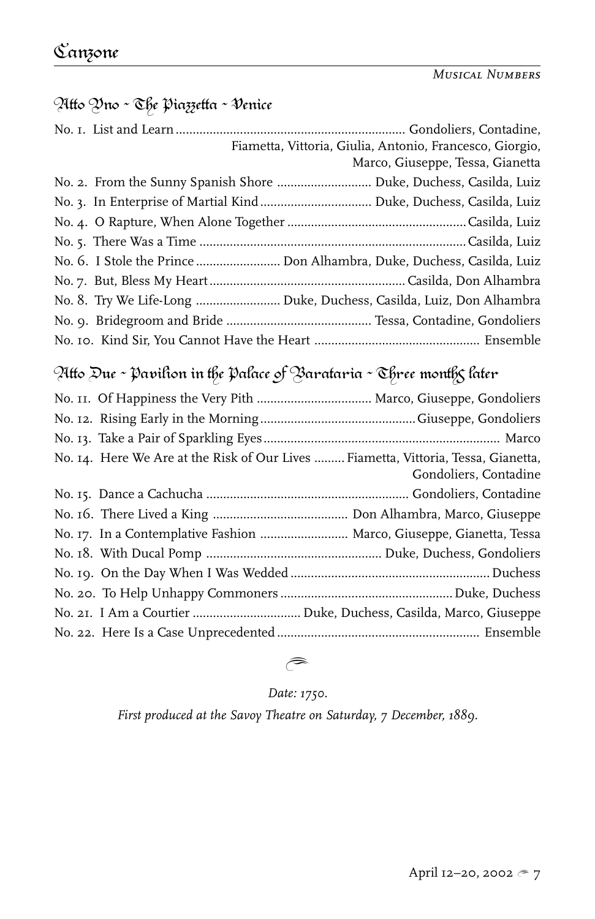*Musical Numbers*

## Atto Uno ~ The Piazzetta ~ Venice

No. 1. List and Learn ... Gondoliers, Contadine, Fiametta, Vittoria, Giulia, Antonio, Francesco, Giorgio, Marco, Giuseppe, Tessa, Gianetta

No. 2. From the Sunny Spanish Shore ... Duke, Duchess, Casilda, Luiz

No. 3. In Enterprise of Martial Kind ... Duke, Duchess, Casilda, Luiz

No. 4. O Rapture, When Alone Together ... Casilda, Luiz

No. 5. There Was a Time ... Casilda, Luiz

No. 6. I Stole the Prince ... Don Alhambra, Duke, Duchess, Casilda, Luiz

No. 7. But, Bless My Heart ... Casilda, Don Alhambra

No. 8. Try We Life-Long ... Duke, Duchess, Casilda, Luiz, Don Alhambra

No. 9. Bridegroom and Bride ... Tessa, Contadine, Gondoliers

No. 10. Kind Sir, You Cannot Have the Heart ... Ensemble

## Atto Due ~ Pavilion in the Palace of Barataria ~ Three months later

No. 11. Of Happiness the Very Pith ... Marco, Giuseppe, Gondoliers

No. 12. Rising Early in the Morning ... Giuseppe, Gondoliers

No. 13. Take a Pair of Sparkling Eyes ... Marco

No. 14. Here We Are at the Risk of Our Lives ... Fiametta, Vittoria, Tessa, Gianetta, Gondoliers, Contadine

No. 15. Dance a Cachucha ... Gondoliers, Contadine

No. 16. There Lived a King ... Don Alhambra, Marco, Giuseppe

No. 17. In a Contemplative Fashion ... Marco, Giuseppe, Gianetta, Tessa

No. 18. With Ducal Pomp ... Duke, Duchess, Gondoliers

No. 19. On the Day When I Was Wedded ... Duchess

No. 20. To Help Unhappy Commoners ... Duke, Duchess

No. 21. I Am a Courtier ... Duke, Duchess, Casilda, Marco, Giuseppe

No. 22. Here Is a Case Unprecedented ... Ensemble

*Date: 1750.*

*First produced at the Savoy Theatre on Saturday, 7 December, 1889.*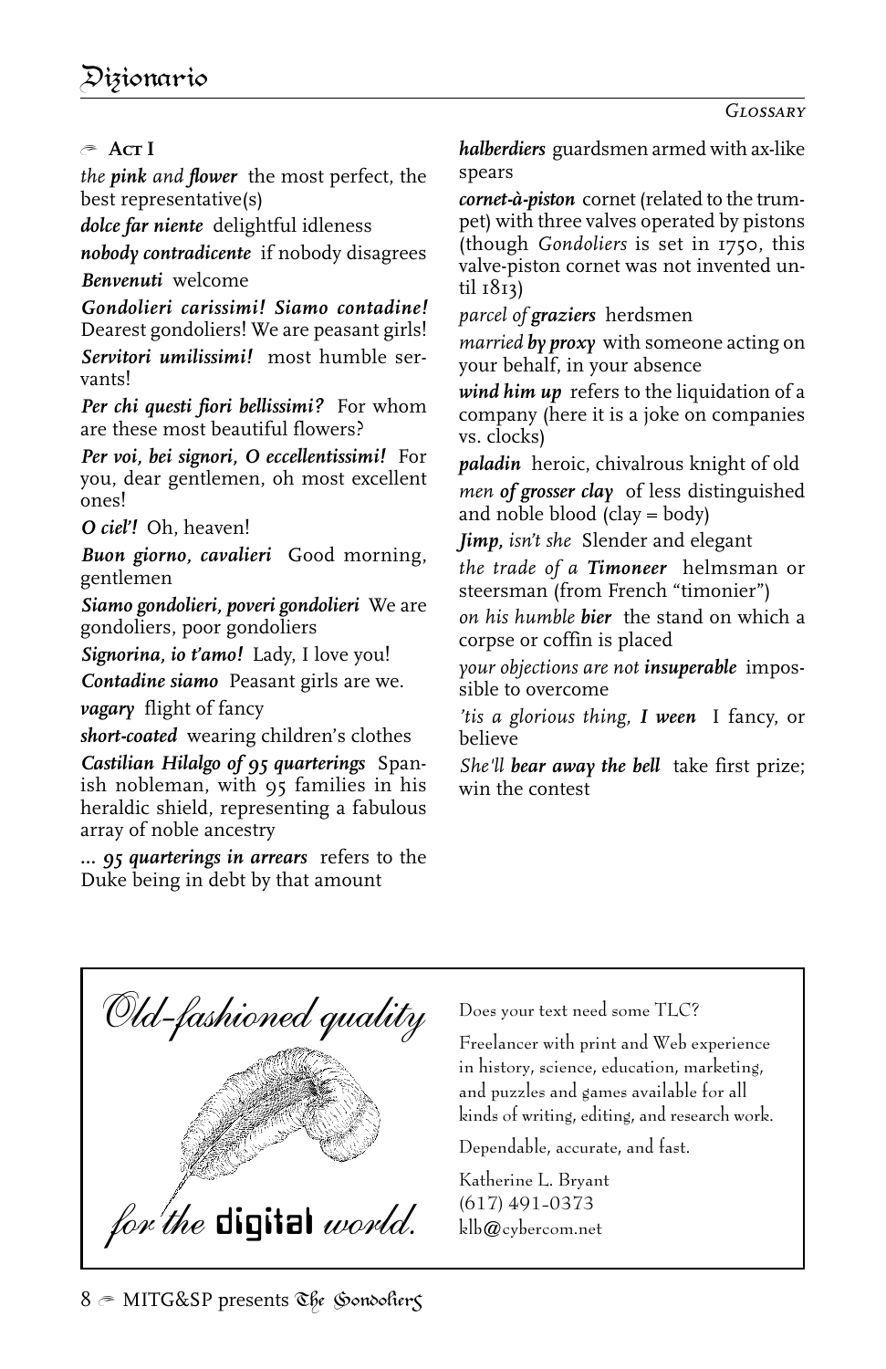# Dizionario

*Glossary*

## Act I

*the **pink** and **flower*** the most perfect, the best representative(s)

***dolce far niente*** delightful idleness

***nobody contradicente*** if nobody disagrees

***Benvenuti*** welcome

***Gondolieri carissimi! Siamo contadine!*** Dearest gondoliers! We are peasant girls!

***Servitori umilissimi!*** most humble servants!

***Per chi questi fiori bellissimi?*** For whom are these most beautiful flowers?

***Per voi, bei signori, O eccellentissimi!*** For you, dear gentlemen, oh most excellent ones!

***O ciel'!*** Oh, heaven!

***Buon giorno, cavalieri*** Good morning, gentlemen

***Siamo gondolieri, poveri gondolieri*** We are gondoliers, poor gondoliers

***Signorina, io t'amo!*** Lady, I love you!

***Contadine siamo*** Peasant girls are we.

***vagary*** flight of fancy

***short-coated*** wearing children's clothes

***Castilian Hilalgo of 95 quarterings*** Spanish nobleman, with 95 families in his heraldic shield, representing a fabulous array of noble ancestry

***... 95 quarterings in arrears*** refers to the Duke being in debt by that amount

***halberdiers*** guardsmen armed with ax-like spears

***cornet-à-piston*** cornet (related to the trumpet) with three valves operated by pistons (though *Gondoliers* is set in 1750, this valve-piston cornet was not invented until 1813)

*parcel of **graziers*** herdsmen

*married **by proxy*** with someone acting on your behalf, in your absence

***wind him up*** refers to the liquidation of a company (here it is a joke on companies vs. clocks)

***paladin*** heroic, chivalrous knight of old

*men **of grosser clay*** of less distinguished and noble blood (clay = body)

***Jimp**, isn't she* Slender and elegant

*the trade of a **Timoneer*** helmsman or steersman (from French "timonier")

*on his humble **bier*** the stand on which a corpse or coffin is placed

*your objections are not **insuperable*** impossible to overcome

*'tis a glorious thing, **I ween*** I fancy, or believe

*She'll **bear away the bell*** take first prize; win the contest

*Old-fashioned quality for the* **digital** *world.*

Does your text need some TLC?

Freelancer with print and Web experience in history, science, education, marketing, and puzzles and games available for all kinds of writing, editing, and research work.

Dependable, accurate, and fast.

Katherine L. Bryant
(617) 491-0373
klb@cybercom.net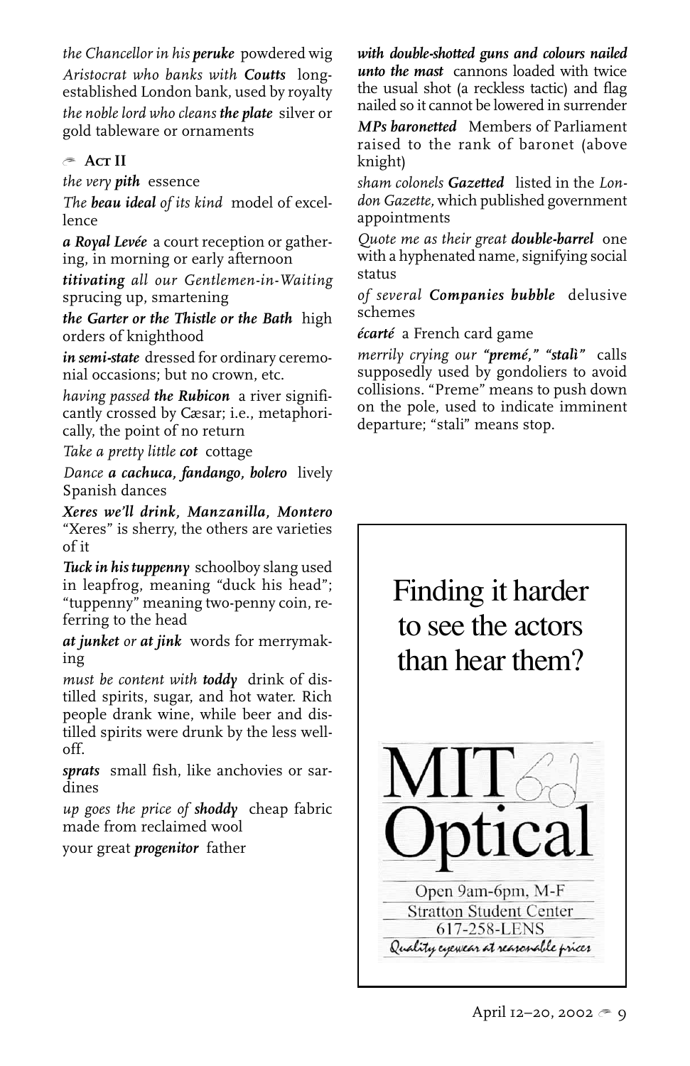*the Chancellor in his* ***peruke*** powdered wig

*Aristocrat who banks with* ***Coutts*** long-established London bank, used by royalty

*the noble lord who cleans* ***the plate*** silver or gold tableware or ornaments

## Act II

*the very* ***pith*** essence

*The* ***beau ideal*** *of its kind* model of excellence

***a Royal Levée*** a court reception or gathering, in morning or early afternoon

***titivating*** *all our Gentlemen-in-Waiting* sprucing up, smartening

***the Garter or the Thistle or the Bath*** high orders of knighthood

***in semi-state*** dressed for ordinary ceremonial occasions; but no crown, etc.

*having passed* ***the Rubicon*** a river significantly crossed by Cæsar; i.e., metaphorically, the point of no return

*Take a pretty little* ***cot*** cottage

*Dance* ***a cachuca, fandango, bolero*** lively Spanish dances

***Xeres we'll drink, Manzanilla, Montero*** "Xeres" is sherry, the others are varieties of it

***Tuck in his tuppenny*** schoolboy slang used in leapfrog, meaning "duck his head"; "tuppenny" meaning two-penny coin, referring to the head

***at junket*** *or* ***at jink*** words for merrymaking

*must be content with* ***toddy*** drink of distilled spirits, sugar, and hot water. Rich people drank wine, while beer and distilled spirits were drunk by the less well-off.

***sprats*** small fish, like anchovies or sardines

*up goes the price of* ***shoddy*** cheap fabric made from reclaimed wool

your great ***progenitor*** father

***with double-shotted guns and colours nailed unto the mast*** cannons loaded with twice the usual shot (a reckless tactic) and flag nailed so it cannot be lowered in surrender

***MPs baronetted*** Members of Parliament raised to the rank of baronet (above knight)

*sham colonels* ***Gazetted*** listed in the *London Gazette*, which published government appointments

*Quote me as their great* ***double-barrel*** one with a hyphenated name, signifying social status

*of several* ***Companies bubble*** delusive schemes

***écarté*** a French card game

*merrily crying our* ***"premé," "stalì"*** calls supposedly used by gondoliers to avoid collisions. "Preme" means to push down on the pole, used to indicate imminent departure; "stali" means stop.

Finding it harder to see the actors than hear them?

MIT Optical

Open 9am-6pm, M-F

Stratton Student Center

617-258-LENS

*Quality eyewear at reasonable prices*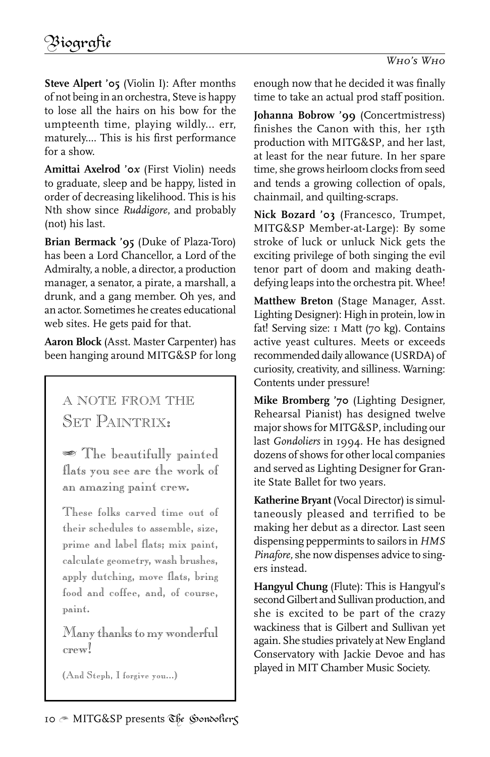# Biografie

Who's Who

**Steve Alpert '05** (Violin I): After months of not being in an orchestra, Steve is happy to lose all the hairs on his bow for the umpteenth time, playing wildly... err, maturely.... This is his first performance for a show.

**Amittai Axelrod '0*x*** (First Violin) needs to graduate, sleep and be happy, listed in order of decreasing likelihood. This is his Nth show since *Ruddigore*, and probably (not) his last.

**Brian Bermack '95** (Duke of Plaza-Toro) has been a Lord Chancellor, a Lord of the Admiralty, a noble, a director, a production manager, a senator, a pirate, a marshall, a drunk, and a gang member. Oh yes, and an actor. Sometimes he creates educational web sites. He gets paid for that.

**Aaron Block** (Asst. Master Carpenter) has been hanging around MITG&SP for long enough now that he decided it was finally time to take an actual prod staff position.

> ## A Note from the Set Paintrix:
>
> The beautifully painted flats you see are the work of an amazing paint crew.
>
> These folks carved time out of their schedules to assemble, size, prime and label flats; mix paint, calculate geometry, wash brushes, apply dutching, move flats, bring food and coffee, and, of course, paint.
>
> Many thanks to my wonderful crew!
>
> (And Steph, I forgive you...)

**Johanna Bobrow '99** (Concertmistress) finishes the Canon with this, her 15th production with MITG&SP, and her last, at least for the near future. In her spare time, she grows heirloom clocks from seed and tends a growing collection of opals, chainmail, and quilting-scraps.

**Nick Bozard '03** (Francesco, Trumpet, MITG&SP Member-at-Large): By some stroke of luck or unluck Nick gets the exciting privilege of both singing the evil tenor part of doom and making death-defying leaps into the orchestra pit. Whee!

**Matthew Breton** (Stage Manager, Asst. Lighting Designer): High in protein, low in fat! Serving size: 1 Matt (70 kg). Contains active yeast cultures. Meets or exceeds recommended daily allowance (USRDA) of curiosity, creativity, and silliness. Warning: Contents under pressure!

**Mike Bromberg '70** (Lighting Designer, Rehearsal Pianist) has designed twelve major shows for MITG&SP, including our last *Gondoliers* in 1994. He has designed dozens of shows for other local companies and served as Lighting Designer for Granite State Ballet for two years.

**Katherine Bryant** (Vocal Director) is simultaneously pleased and terrified to be making her debut as a director. Last seen dispensing peppermints to sailors in *HMS Pinafore,* she now dispenses advice to singers instead.

**Hangyul Chung** (Flute): This is Hangyul's second Gilbert and Sullivan production, and she is excited to be part of the crazy wackiness that is Gilbert and Sullivan yet again. She studies privately at New England Conservatory with Jackie Devoe and has played in MIT Chamber Music Society.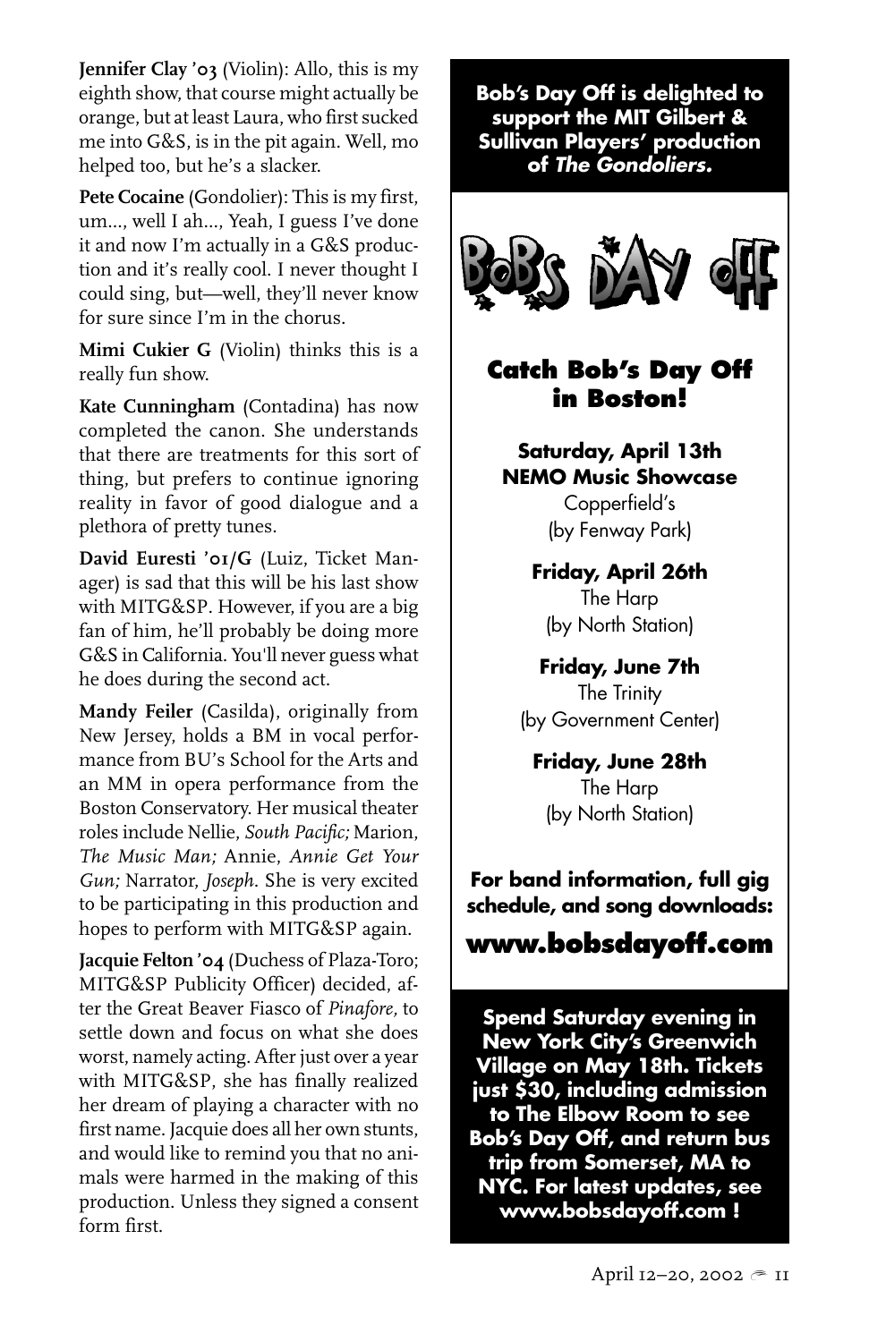**Jennifer Clay '03** (Violin): Allo, this is my eighth show, that course might actually be orange, but at least Laura, who first sucked me into G&S, is in the pit again. Well, mo helped too, but he's a slacker.

**Pete Cocaine** (Gondolier): This is my first, um..., well I ah..., Yeah, I guess I've done it and now I'm actually in a G&S production and it's really cool. I never thought I could sing, but—well, they'll never know for sure since I'm in the chorus.

**Mimi Cukier G** (Violin) thinks this is a really fun show.

**Kate Cunningham** (Contadina) has now completed the canon. She understands that there are treatments for this sort of thing, but prefers to continue ignoring reality in favor of good dialogue and a plethora of pretty tunes.

**David Euresti '01/G** (Luiz, Ticket Manager) is sad that this will be his last show with MITG&SP. However, if you are a big fan of him, he'll probably be doing more G&S in California. You'll never guess what he does during the second act.

**Mandy Feiler** (Casilda), originally from New Jersey, holds a BM in vocal performance from BU's School for the Arts and an MM in opera performance from the Boston Conservatory. Her musical theater roles include Nellie, *South Pacific;* Marion, *The Music Man;* Annie, *Annie Get Your Gun;* Narrator, *Joseph*. She is very excited to be participating in this production and hopes to perform with MITG&SP again.

**Jacquie Felton '04** (Duchess of Plaza-Toro; MITG&SP Publicity Officer) decided, after the Great Beaver Fiasco of *Pinafore*, to settle down and focus on what she does worst, namely acting. After just over a year with MITG&SP, she has finally realized her dream of playing a character with no first name. Jacquie does all her own stunts, and would like to remind you that no animals were harmed in the making of this production. Unless they signed a consent form first.

**Bob's Day Off is delighted to support the MIT Gilbert & Sullivan Players' production of *The Gondoliers*.**

BoBS DAY oFF

## Catch Bob's Day Off in Boston!

**Saturday, April 13th**
**NEMO Music Showcase**
Copperfield's
(by Fenway Park)

**Friday, April 26th**
The Harp
(by North Station)

**Friday, June 7th**
The Trinity
(by Government Center)

**Friday, June 28th**
The Harp
(by North Station)

**For band information, full gig schedule, and song downloads:**

**www.bobsdayoff.com**

**Spend Saturday evening in New York City's Greenwich Village on May 18th. Tickets just $30, including admission to The Elbow Room to see Bob's Day Off, and return bus trip from Somerset, MA to NYC. For latest updates, see www.bobsdayoff.com !**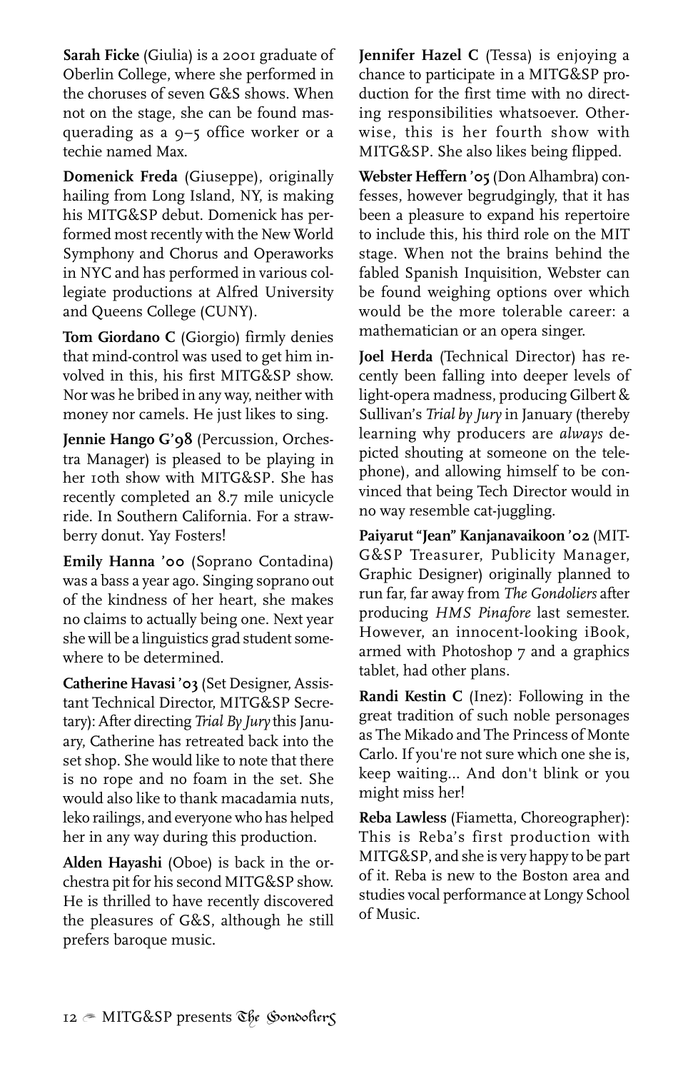**Sarah Ficke** (Giulia) is a 2001 graduate of Oberlin College, where she performed in the choruses of seven G&S shows. When not on the stage, she can be found masquerading as a 9–5 office worker or a techie named Max.

**Domenick Freda** (Giuseppe), originally hailing from Long Island, NY, is making his MITG&SP debut. Domenick has performed most recently with the New World Symphony and Chorus and Operaworks in NYC and has performed in various collegiate productions at Alfred University and Queens College (CUNY).

**Tom Giordano C** (Giorgio) firmly denies that mind-control was used to get him involved in this, his first MITG&SP show. Nor was he bribed in any way, neither with money nor camels. He just likes to sing.

**Jennie Hango G'98** (Percussion, Orchestra Manager) is pleased to be playing in her 10th show with MITG&SP. She has recently completed an 8.7 mile unicycle ride. In Southern California. For a strawberry donut. Yay Fosters!

**Emily Hanna '00** (Soprano Contadina) was a bass a year ago. Singing soprano out of the kindness of her heart, she makes no claims to actually being one. Next year she will be a linguistics grad student somewhere to be determined.

**Catherine Havasi '03** (Set Designer, Assistant Technical Director, MITG&SP Secretary): After directing *Trial By Jury* this January, Catherine has retreated back into the set shop. She would like to note that there is no rope and no foam in the set. She would also like to thank macadamia nuts, leko railings, and everyone who has helped her in any way during this production.

**Alden Hayashi** (Oboe) is back in the orchestra pit for his second MITG&SP show. He is thrilled to have recently discovered the pleasures of G&S, although he still prefers baroque music.

**Jennifer Hazel C** (Tessa) is enjoying a chance to participate in a MITG&SP production for the first time with no directing responsibilities whatsoever. Otherwise, this is her fourth show with MITG&SP. She also likes being flipped.

**Webster Heffern '05** (Don Alhambra) confesses, however begrudgingly, that it has been a pleasure to expand his repertoire to include this, his third role on the MIT stage. When not the brains behind the fabled Spanish Inquisition, Webster can be found weighing options over which would be the more tolerable career: a mathematician or an opera singer.

**Joel Herda** (Technical Director) has recently been falling into deeper levels of light-opera madness, producing Gilbert & Sullivan's *Trial by Jury* in January (thereby learning why producers are *always* depicted shouting at someone on the telephone), and allowing himself to be convinced that being Tech Director would in no way resemble cat-juggling.

**Paiyarut "Jean" Kanjanavaikoon '02** (MITG&SP Treasurer, Publicity Manager, Graphic Designer) originally planned to run far, far away from *The Gondoliers* after producing *HMS Pinafore* last semester. However, an innocent-looking iBook, armed with Photoshop 7 and a graphics tablet, had other plans.

**Randi Kestin C** (Inez): Following in the great tradition of such noble personages as The Mikado and The Princess of Monte Carlo. If you're not sure which one she is, keep waiting... And don't blink or you might miss her!

**Reba Lawless** (Fiametta, Choreographer): This is Reba's first production with MITG&SP, and she is very happy to be part of it. Reba is new to the Boston area and studies vocal performance at Longy School of Music.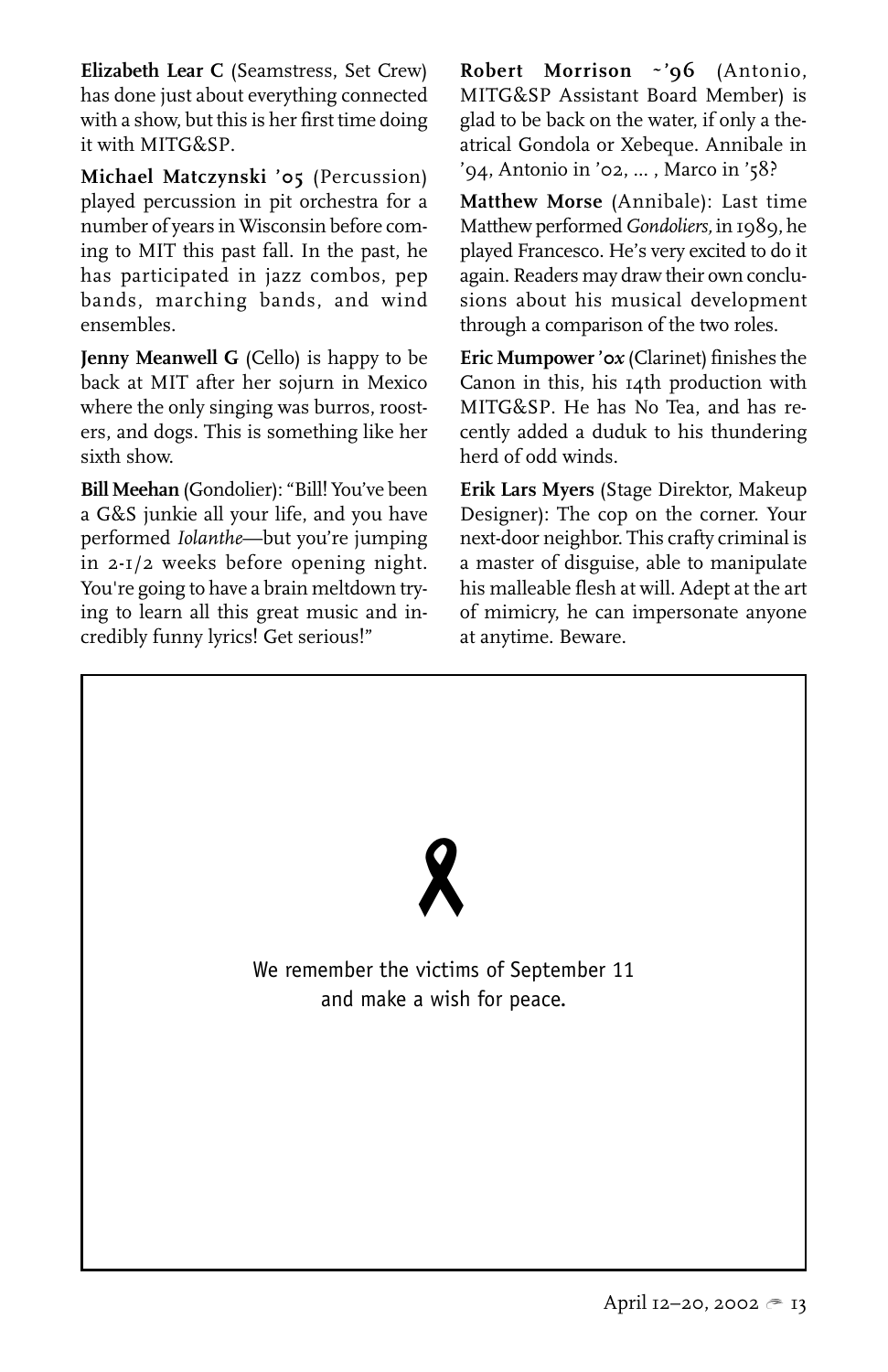**Elizabeth Lear C** (Seamstress, Set Crew) has done just about everything connected with a show, but this is her first time doing it with MITG&SP.

**Michael Matczynski '05** (Percussion) played percussion in pit orchestra for a number of years in Wisconsin before coming to MIT this past fall. In the past, he has participated in jazz combos, pep bands, marching bands, and wind ensembles.

**Jenny Meanwell G** (Cello) is happy to be back at MIT after her sojurn in Mexico where the only singing was burros, roosters, and dogs. This is something like her sixth show.

**Bill Meehan** (Gondolier): "Bill! You've been a G&S junkie all your life, and you have performed *Iolanthe*—but you're jumping in 2-1/2 weeks before opening night. You're going to have a brain meltdown trying to learn all this great music and incredibly funny lyrics! Get serious!"

**Robert Morrison ~'96** (Antonio, MITG&SP Assistant Board Member) is glad to be back on the water, if only a theatrical Gondola or Xebeque. Annibale in '94, Antonio in '02, ... , Marco in '58?

**Matthew Morse** (Annibale): Last time Matthew performed *Gondoliers,* in 1989, he played Francesco. He's very excited to do it again. Readers may draw their own conclusions about his musical development through a comparison of the two roles.

**Eric Mumpower '0x** (Clarinet) finishes the Canon in this, his 14th production with MITG&SP. He has No Tea, and has recently added a duduk to his thundering herd of odd winds.

**Erik Lars Myers** (Stage Direktor, Makeup Designer): The cop on the corner. Your next-door neighbor. This crafty criminal is a master of disguise, able to manipulate his malleable flesh at will. Adept at the art of mimicry, he can impersonate anyone at anytime. Beware.

We remember the victims of September 11
and make a wish for peace.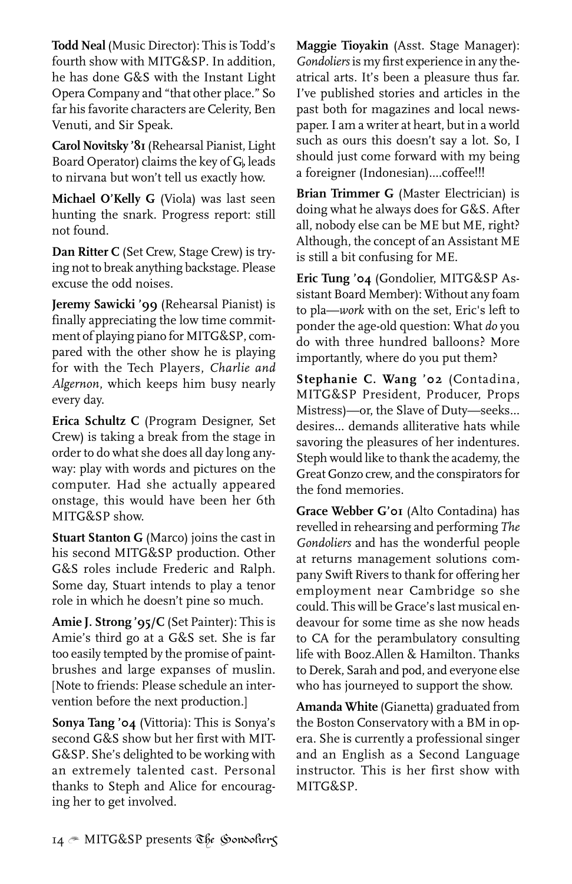**Todd Neal** (Music Director): This is Todd's fourth show with MITG&SP. In addition, he has done G&S with the Instant Light Opera Company and "that other place." So far his favorite characters are Celerity, Ben Venuti, and Sir Speak.

**Carol Novitsky '81** (Rehearsal Pianist, Light Board Operator) claims the key of G♭ leads to nirvana but won't tell us exactly how.

**Michael O'Kelly G** (Viola) was last seen hunting the snark. Progress report: still not found.

**Dan Ritter C** (Set Crew, Stage Crew) is trying not to break anything backstage. Please excuse the odd noises.

**Jeremy Sawicki '99** (Rehearsal Pianist) is finally appreciating the low time commitment of playing piano for MITG&SP, compared with the other show he is playing for with the Tech Players, *Charlie and Algernon*, which keeps him busy nearly every day.

**Erica Schultz C** (Program Designer, Set Crew) is taking a break from the stage in order to do what she does all day long anyway: play with words and pictures on the computer. Had she actually appeared onstage, this would have been her 6th MITG&SP show.

**Stuart Stanton G** (Marco) joins the cast in his second MITG&SP production. Other G&S roles include Frederic and Ralph. Some day, Stuart intends to play a tenor role in which he doesn't pine so much.

**Amie J. Strong '95/C** (Set Painter): This is Amie's third go at a G&S set. She is far too easily tempted by the promise of paintbrushes and large expanses of muslin. [Note to friends: Please schedule an intervention before the next production.]

**Sonya Tang '04** (Vittoria): This is Sonya's second G&S show but her first with MITG&SP. She's delighted to be working with an extremely talented cast. Personal thanks to Steph and Alice for encouraging her to get involved.

**Maggie Tioyakin** (Asst. Stage Manager): *Gondoliers* is my first experience in any theatrical arts. It's been a pleasure thus far. I've published stories and articles in the past both for magazines and local newspaper. I am a writer at heart, but in a world such as ours this doesn't say a lot. So, I should just come forward with my being a foreigner (Indonesian)....coffee!!!

**Brian Trimmer G** (Master Electrician) is doing what he always does for G&S. After all, nobody else can be ME but ME, right? Although, the concept of an Assistant ME is still a bit confusing for ME.

**Eric Tung '04** (Gondolier, MITG&SP Assistant Board Member): Without any foam to pla—*work* with on the set, Eric's left to ponder the age-old question: What *do* you do with three hundred balloons? More importantly, where do you put them?

**Stephanie C. Wang '02** (Contadina, MITG&SP President, Producer, Props Mistress)—or, the Slave of Duty—seeks... desires... demands alliterative hats while savoring the pleasures of her indentures. Steph would like to thank the academy, the Great Gonzo crew, and the conspirators for the fond memories.

**Grace Webber G'01** (Alto Contadina) has revelled in rehearsing and performing *The Gondoliers* and has the wonderful people at returns management solutions company Swift Rivers to thank for offering her employment near Cambridge so she could. This will be Grace's last musical endeavour for some time as she now heads to CA for the perambulatory consulting life with Booz.Allen & Hamilton. Thanks to Derek, Sarah and pod, and everyone else who has journeyed to support the show.

**Amanda White** (Gianetta) graduated from the Boston Conservatory with a BM in opera. She is currently a professional singer and an English as a Second Language instructor. This is her first show with MITG&SP.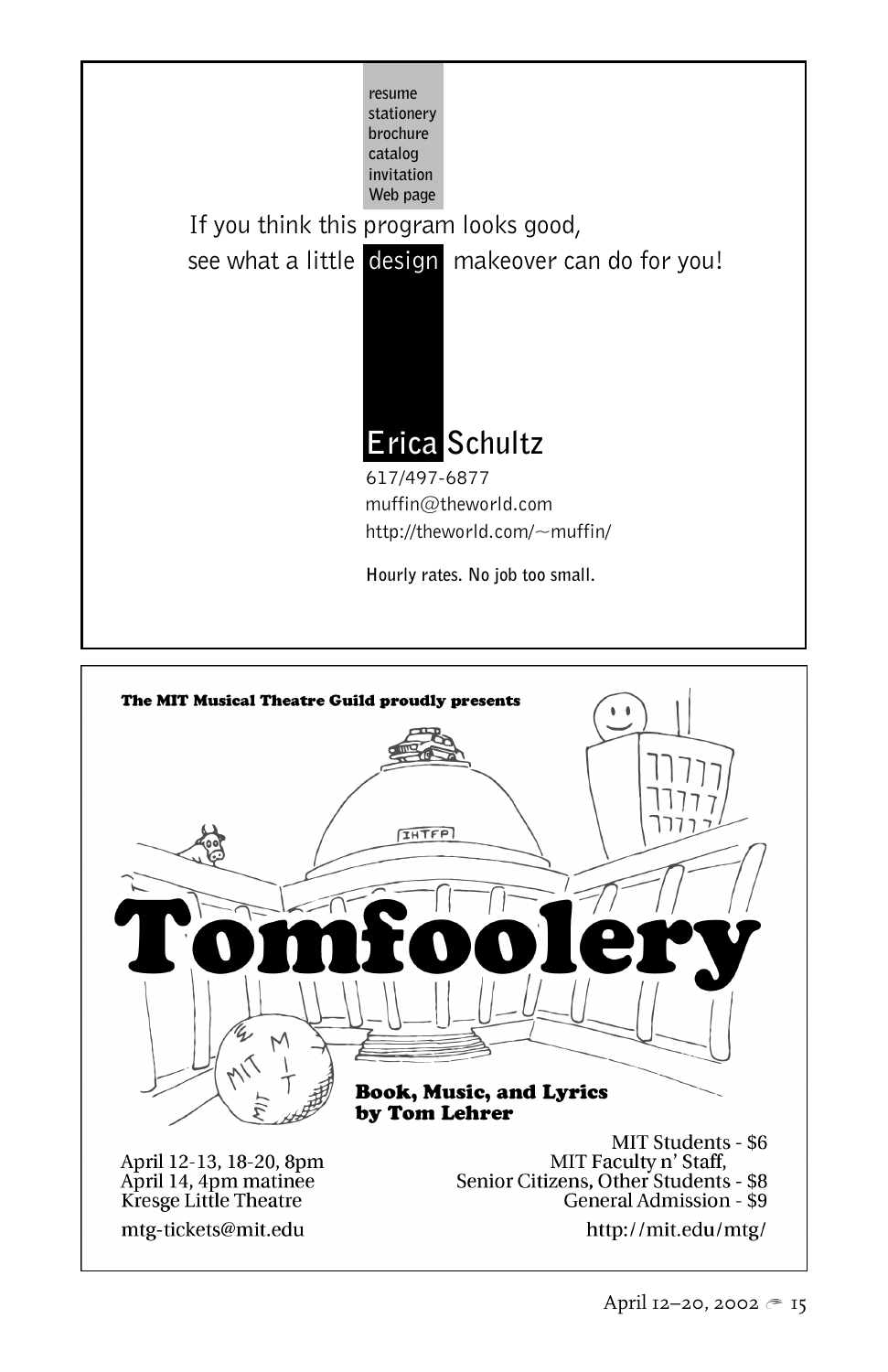resume
stationery
brochure
catalog
invitation
Web page

If you think this program looks good,
see what a little **design** makeover can do for you!

**Erica Schultz**

617/497-6877
muffin@theworld.com
http://theworld.com/~muffin/

**Hourly rates. No job too small.**

---

**The MIT Musical Theatre Guild proudly presents**

# Tomfoolery

**Book, Music, and Lyrics by Tom Lehrer**

April 12-13, 18-20, 8pm
April 14, 4pm matinee
Kresge Little Theatre

MIT Students - $6
MIT Faculty n' Staff,
Senior Citizens, Other Students - $8
General Admission - $9

mtg-tickets@mit.edu

http://mit.edu/mtg/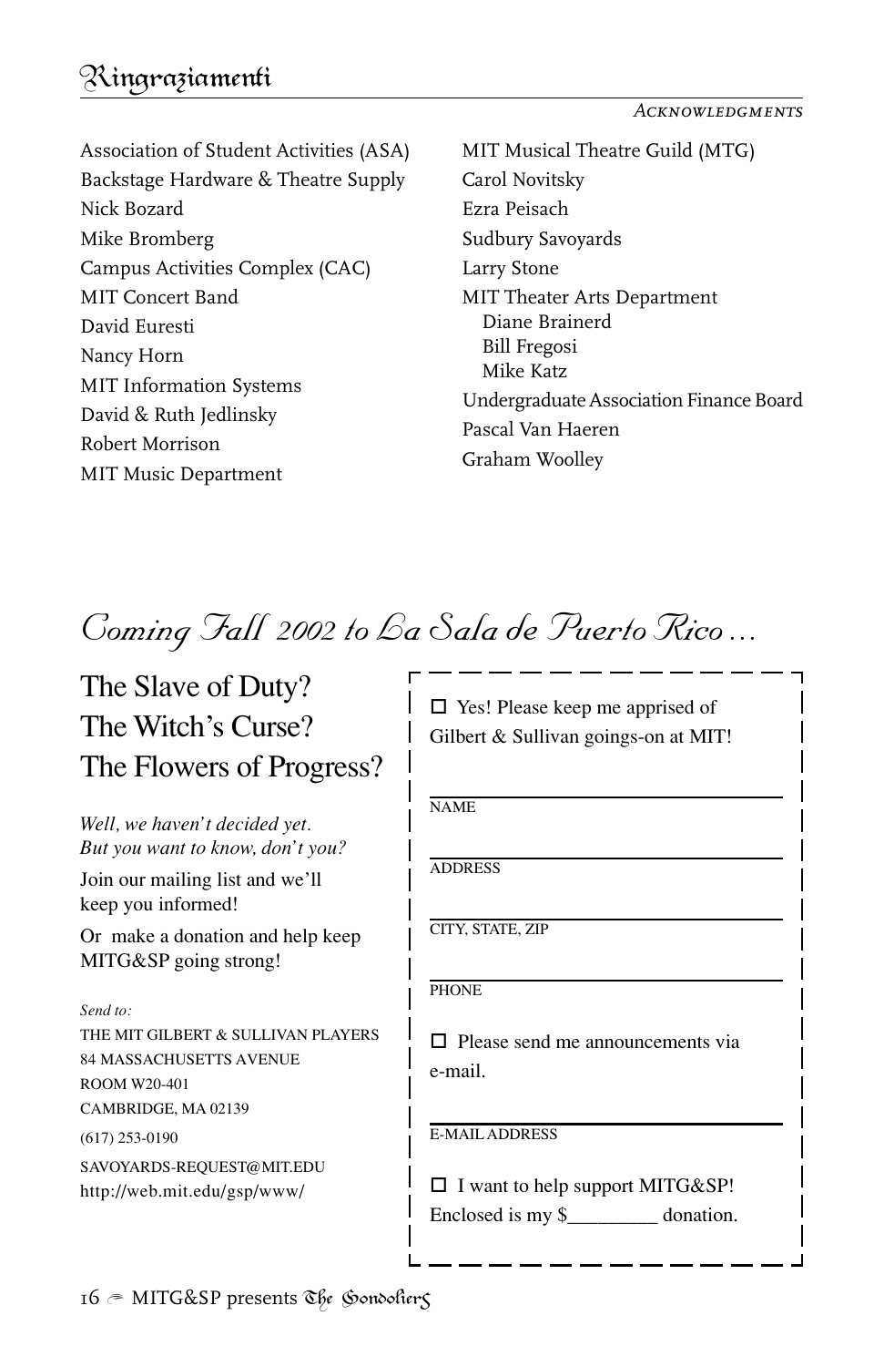# Ringraziamenti

*Acknowledgments*

Association of Student Activities (ASA)
Backstage Hardware & Theatre Supply
Nick Bozard
Mike Bromberg
Campus Activities Complex (CAC)
MIT Concert Band
David Euresti
Nancy Horn
MIT Information Systems
David & Ruth Jedlinsky
Robert Morrison
MIT Music Department
MIT Musical Theatre Guild (MTG)
Carol Novitsky
Ezra Peisach
Sudbury Savoyards
Larry Stone
MIT Theater Arts Department
- Diane Brainerd
- Bill Fregosi
- Mike Katz

Undergraduate Association Finance Board
Pascal Van Haeren
Graham Woolley

# *Coming Fall 2002 to La Sala de Puerto Rico …*

## The Slave of Duty?
## The Witch's Curse?
## The Flowers of Progress?

*Well, we haven't decided yet.*
*But you want to know, don't you?*

Join our mailing list and we'll keep you informed!

Or make a donation and help keep MITG&SP going strong!

*Send to:*
THE MIT GILBERT & SULLIVAN PLAYERS
84 MASSACHUSETTS AVENUE
ROOM W20-401
CAMBRIDGE, MA 02139
(617) 253-0190
SAVOYARDS-REQUEST@MIT.EDU
http://web.mit.edu/gsp/www/

☐ Yes! Please keep me apprised of Gilbert & Sullivan goings-on at MIT!

NAME

ADDRESS

CITY, STATE, ZIP

PHONE

☐ Please send me announcements via e-mail.

E-MAIL ADDRESS

☐ I want to help support MITG&SP! Enclosed is my $_________ donation.